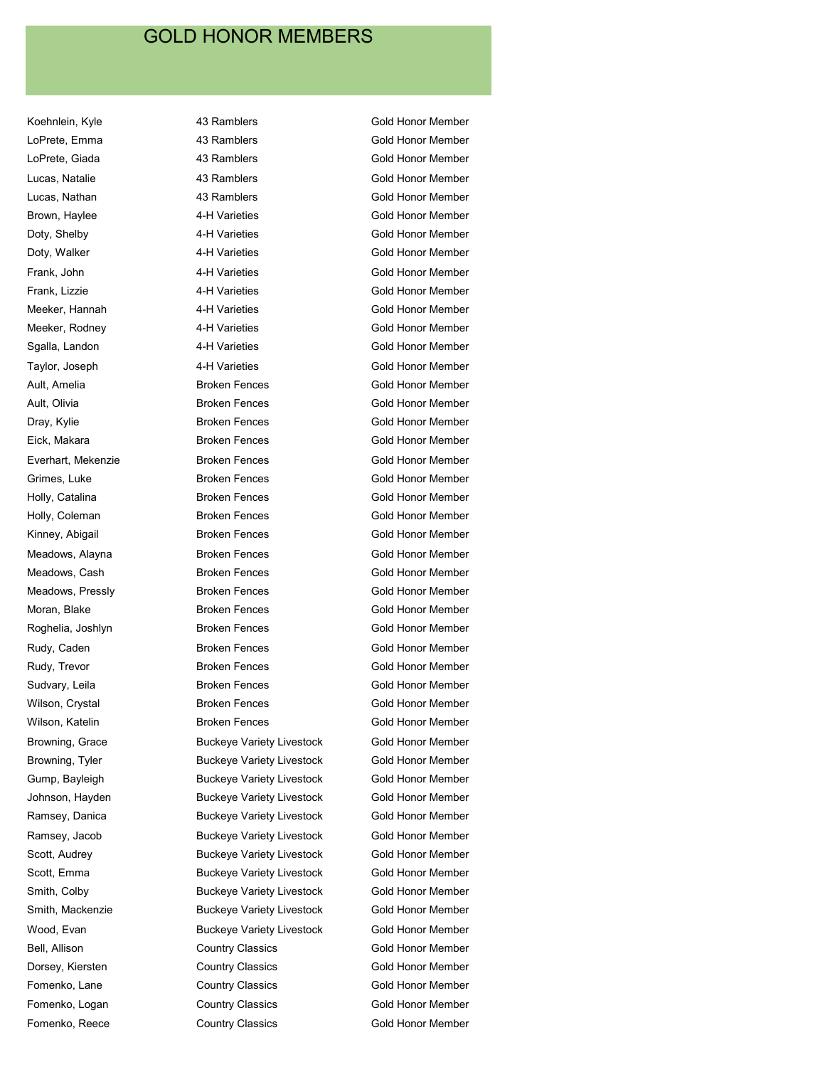# GOLD HONOR MEMBERS

| | | |
|---|---|---|
| Koehnlein, Kyle | 43 Ramblers | Gold Honor Member |
| LoPrete, Emma | 43 Ramblers | Gold Honor Member |
| LoPrete, Giada | 43 Ramblers | Gold Honor Member |
| Lucas, Natalie | 43 Ramblers | Gold Honor Member |
| Lucas, Nathan | 43 Ramblers | Gold Honor Member |
| Brown, Haylee | 4-H Varieties | Gold Honor Member |
| Doty, Shelby | 4-H Varieties | Gold Honor Member |
| Doty, Walker | 4-H Varieties | Gold Honor Member |
| Frank, John | 4-H Varieties | Gold Honor Member |
| Frank, Lizzie | 4-H Varieties | Gold Honor Member |
| Meeker, Hannah | 4-H Varieties | Gold Honor Member |
| Meeker, Rodney | 4-H Varieties | Gold Honor Member |
| Sgalla, Landon | 4-H Varieties | Gold Honor Member |
| Taylor, Joseph | 4-H Varieties | Gold Honor Member |
| Ault, Amelia | Broken Fences | Gold Honor Member |
| Ault, Olivia | Broken Fences | Gold Honor Member |
| Dray, Kylie | Broken Fences | Gold Honor Member |
| Eick, Makara | Broken Fences | Gold Honor Member |
| Everhart, Mekenzie | Broken Fences | Gold Honor Member |
| Grimes, Luke | Broken Fences | Gold Honor Member |
| Holly, Catalina | Broken Fences | Gold Honor Member |
| Holly, Coleman | Broken Fences | Gold Honor Member |
| Kinney, Abigail | Broken Fences | Gold Honor Member |
| Meadows, Alayna | Broken Fences | Gold Honor Member |
| Meadows, Cash | Broken Fences | Gold Honor Member |
| Meadows, Pressly | Broken Fences | Gold Honor Member |
| Moran, Blake | Broken Fences | Gold Honor Member |
| Roghelia, Joshlyn | Broken Fences | Gold Honor Member |
| Rudy, Caden | Broken Fences | Gold Honor Member |
| Rudy, Trevor | Broken Fences | Gold Honor Member |
| Sudvary, Leila | Broken Fences | Gold Honor Member |
| Wilson, Crystal | Broken Fences | Gold Honor Member |
| Wilson, Katelin | Broken Fences | Gold Honor Member |
| Browning, Grace | Buckeye Variety Livestock | Gold Honor Member |
| Browning, Tyler | Buckeye Variety Livestock | Gold Honor Member |
| Gump, Bayleigh | Buckeye Variety Livestock | Gold Honor Member |
| Johnson, Hayden | Buckeye Variety Livestock | Gold Honor Member |
| Ramsey, Danica | Buckeye Variety Livestock | Gold Honor Member |
| Ramsey, Jacob | Buckeye Variety Livestock | Gold Honor Member |
| Scott, Audrey | Buckeye Variety Livestock | Gold Honor Member |
| Scott, Emma | Buckeye Variety Livestock | Gold Honor Member |
| Smith, Colby | Buckeye Variety Livestock | Gold Honor Member |
| Smith, Mackenzie | Buckeye Variety Livestock | Gold Honor Member |
| Wood, Evan | Buckeye Variety Livestock | Gold Honor Member |
| Bell, Allison | Country Classics | Gold Honor Member |
| Dorsey, Kiersten | Country Classics | Gold Honor Member |
| Fomenko, Lane | Country Classics | Gold Honor Member |
| Fomenko, Logan | Country Classics | Gold Honor Member |
| Fomenko, Reece | Country Classics | Gold Honor Member |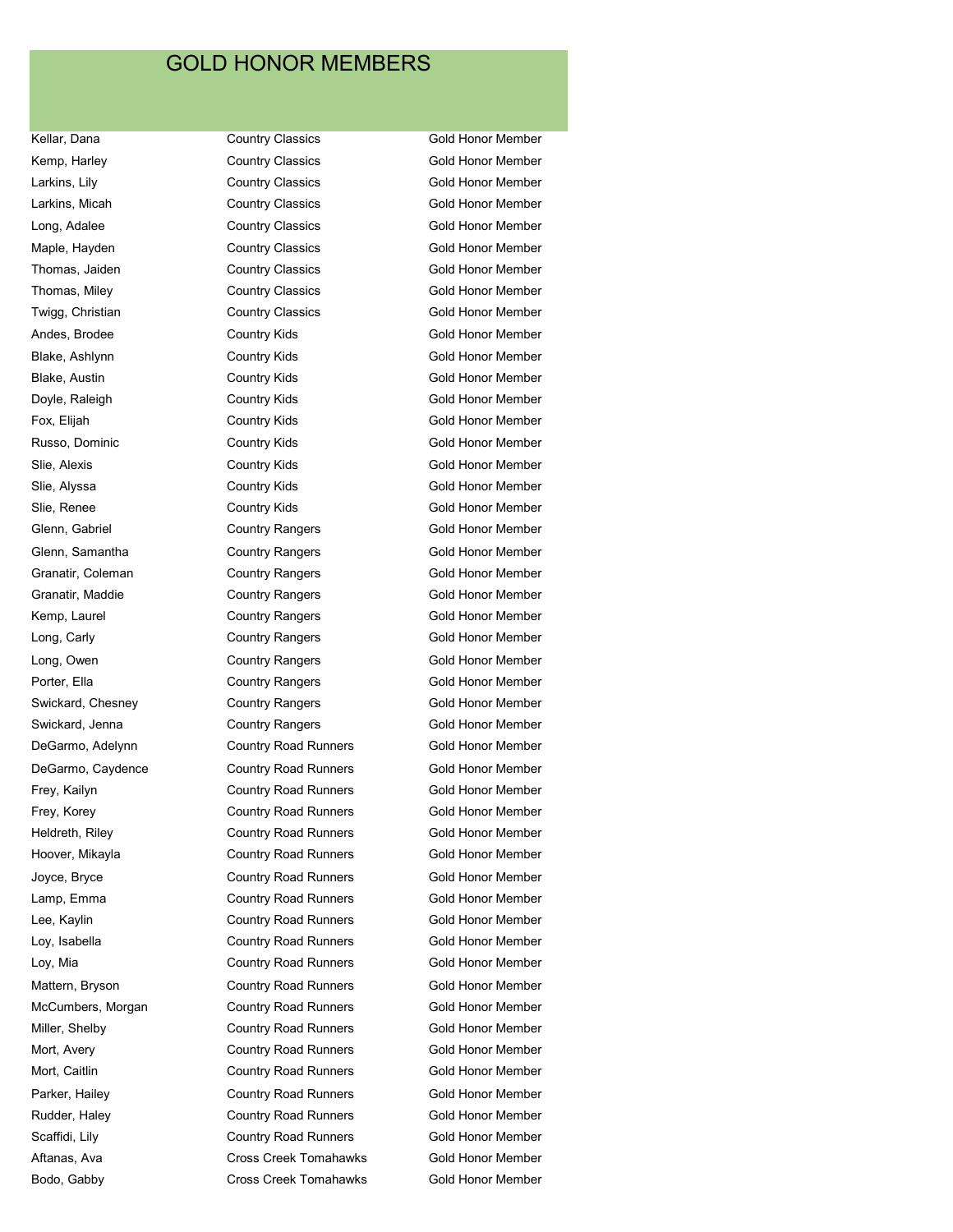# GOLD HONOR MEMBERS

| | | |
|---|---|---|
| Kellar, Dana | Country Classics | Gold Honor Member |
| Kemp, Harley | Country Classics | Gold Honor Member |
| Larkins, Lily | Country Classics | Gold Honor Member |
| Larkins, Micah | Country Classics | Gold Honor Member |
| Long, Adalee | Country Classics | Gold Honor Member |
| Maple, Hayden | Country Classics | Gold Honor Member |
| Thomas, Jaiden | Country Classics | Gold Honor Member |
| Thomas, Miley | Country Classics | Gold Honor Member |
| Twigg, Christian | Country Classics | Gold Honor Member |
| Andes, Brodee | Country Kids | Gold Honor Member |
| Blake, Ashlynn | Country Kids | Gold Honor Member |
| Blake, Austin | Country Kids | Gold Honor Member |
| Doyle, Raleigh | Country Kids | Gold Honor Member |
| Fox, Elijah | Country Kids | Gold Honor Member |
| Russo, Dominic | Country Kids | Gold Honor Member |
| Slie, Alexis | Country Kids | Gold Honor Member |
| Slie, Alyssa | Country Kids | Gold Honor Member |
| Slie, Renee | Country Kids | Gold Honor Member |
| Glenn, Gabriel | Country Rangers | Gold Honor Member |
| Glenn, Samantha | Country Rangers | Gold Honor Member |
| Granatir, Coleman | Country Rangers | Gold Honor Member |
| Granatir, Maddie | Country Rangers | Gold Honor Member |
| Kemp, Laurel | Country Rangers | Gold Honor Member |
| Long, Carly | Country Rangers | Gold Honor Member |
| Long, Owen | Country Rangers | Gold Honor Member |
| Porter, Ella | Country Rangers | Gold Honor Member |
| Swickard, Chesney | Country Rangers | Gold Honor Member |
| Swickard, Jenna | Country Rangers | Gold Honor Member |
| DeGarmo, Adelynn | Country Road Runners | Gold Honor Member |
| DeGarmo, Caydence | Country Road Runners | Gold Honor Member |
| Frey, Kailyn | Country Road Runners | Gold Honor Member |
| Frey, Korey | Country Road Runners | Gold Honor Member |
| Heldreth, Riley | Country Road Runners | Gold Honor Member |
| Hoover, Mikayla | Country Road Runners | Gold Honor Member |
| Joyce, Bryce | Country Road Runners | Gold Honor Member |
| Lamp, Emma | Country Road Runners | Gold Honor Member |
| Lee, Kaylin | Country Road Runners | Gold Honor Member |
| Loy, Isabella | Country Road Runners | Gold Honor Member |
| Loy, Mia | Country Road Runners | Gold Honor Member |
| Mattern, Bryson | Country Road Runners | Gold Honor Member |
| McCumbers, Morgan | Country Road Runners | Gold Honor Member |
| Miller, Shelby | Country Road Runners | Gold Honor Member |
| Mort, Avery | Country Road Runners | Gold Honor Member |
| Mort, Caitlin | Country Road Runners | Gold Honor Member |
| Parker, Hailey | Country Road Runners | Gold Honor Member |
| Rudder, Haley | Country Road Runners | Gold Honor Member |
| Scaffidi, Lily | Country Road Runners | Gold Honor Member |
| Aftanas, Ava | Cross Creek Tomahawks | Gold Honor Member |
| Bodo, Gabby | Cross Creek Tomahawks | Gold Honor Member |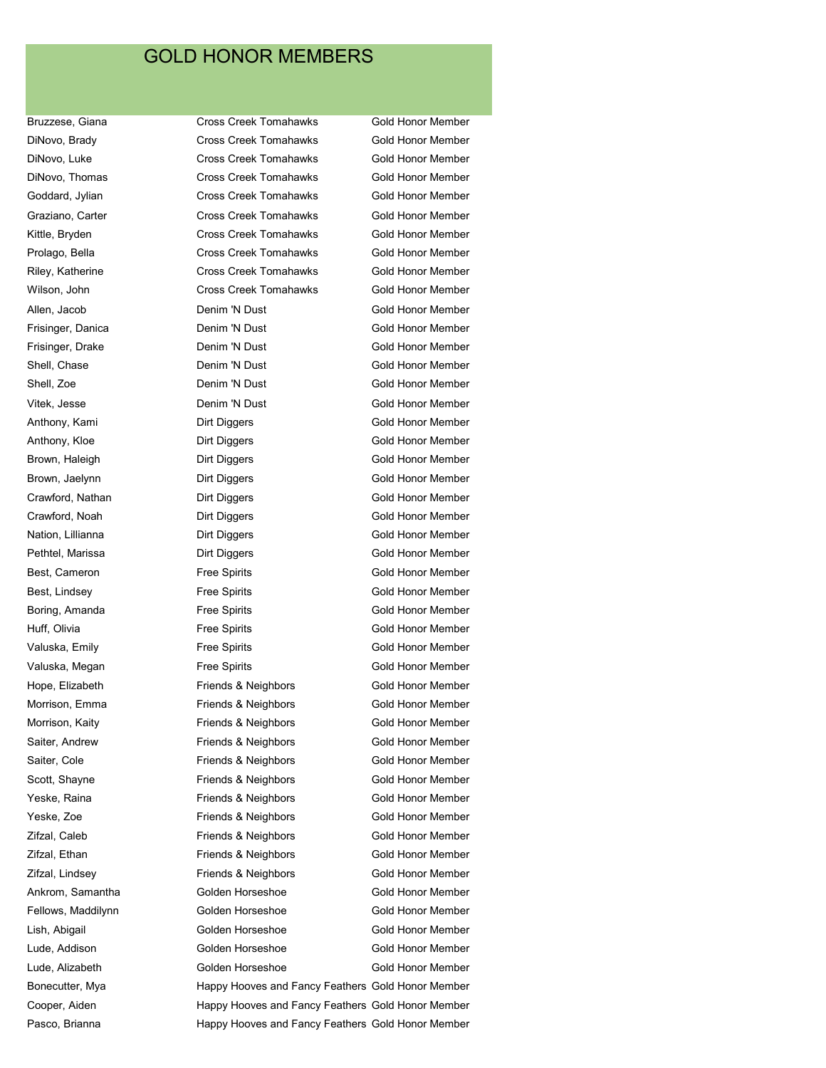# GOLD HONOR MEMBERS

| | | |
|---|---|---|
| Bruzzese, Giana | Cross Creek Tomahawks | Gold Honor Member |
| DiNovo, Brady | Cross Creek Tomahawks | Gold Honor Member |
| DiNovo, Luke | Cross Creek Tomahawks | Gold Honor Member |
| DiNovo, Thomas | Cross Creek Tomahawks | Gold Honor Member |
| Goddard, Jylian | Cross Creek Tomahawks | Gold Honor Member |
| Graziano, Carter | Cross Creek Tomahawks | Gold Honor Member |
| Kittle, Bryden | Cross Creek Tomahawks | Gold Honor Member |
| Prolago, Bella | Cross Creek Tomahawks | Gold Honor Member |
| Riley, Katherine | Cross Creek Tomahawks | Gold Honor Member |
| Wilson, John | Cross Creek Tomahawks | Gold Honor Member |
| Allen, Jacob | Denim 'N Dust | Gold Honor Member |
| Frisinger, Danica | Denim 'N Dust | Gold Honor Member |
| Frisinger, Drake | Denim 'N Dust | Gold Honor Member |
| Shell, Chase | Denim 'N Dust | Gold Honor Member |
| Shell, Zoe | Denim 'N Dust | Gold Honor Member |
| Vitek, Jesse | Denim 'N Dust | Gold Honor Member |
| Anthony, Kami | Dirt Diggers | Gold Honor Member |
| Anthony, Kloe | Dirt Diggers | Gold Honor Member |
| Brown, Haleigh | Dirt Diggers | Gold Honor Member |
| Brown, Jaelynn | Dirt Diggers | Gold Honor Member |
| Crawford, Nathan | Dirt Diggers | Gold Honor Member |
| Crawford, Noah | Dirt Diggers | Gold Honor Member |
| Nation, Lillianna | Dirt Diggers | Gold Honor Member |
| Pethtel, Marissa | Dirt Diggers | Gold Honor Member |
| Best, Cameron | Free Spirits | Gold Honor Member |
| Best, Lindsey | Free Spirits | Gold Honor Member |
| Boring, Amanda | Free Spirits | Gold Honor Member |
| Huff, Olivia | Free Spirits | Gold Honor Member |
| Valuska, Emily | Free Spirits | Gold Honor Member |
| Valuska, Megan | Free Spirits | Gold Honor Member |
| Hope, Elizabeth | Friends & Neighbors | Gold Honor Member |
| Morrison, Emma | Friends & Neighbors | Gold Honor Member |
| Morrison, Kaity | Friends & Neighbors | Gold Honor Member |
| Saiter, Andrew | Friends & Neighbors | Gold Honor Member |
| Saiter, Cole | Friends & Neighbors | Gold Honor Member |
| Scott, Shayne | Friends & Neighbors | Gold Honor Member |
| Yeske, Raina | Friends & Neighbors | Gold Honor Member |
| Yeske, Zoe | Friends & Neighbors | Gold Honor Member |
| Zifzal, Caleb | Friends & Neighbors | Gold Honor Member |
| Zifzal, Ethan | Friends & Neighbors | Gold Honor Member |
| Zifzal, Lindsey | Friends & Neighbors | Gold Honor Member |
| Ankrom, Samantha | Golden Horseshoe | Gold Honor Member |
| Fellows, Maddilynn | Golden Horseshoe | Gold Honor Member |
| Lish, Abigail | Golden Horseshoe | Gold Honor Member |
| Lude, Addison | Golden Horseshoe | Gold Honor Member |
| Lude, Alizabeth | Golden Horseshoe | Gold Honor Member |
| Bonecutter, Mya | Happy Hooves and Fancy Feathers | Gold Honor Member |
| Cooper, Aiden | Happy Hooves and Fancy Feathers | Gold Honor Member |
| Pasco, Brianna | Happy Hooves and Fancy Feathers | Gold Honor Member |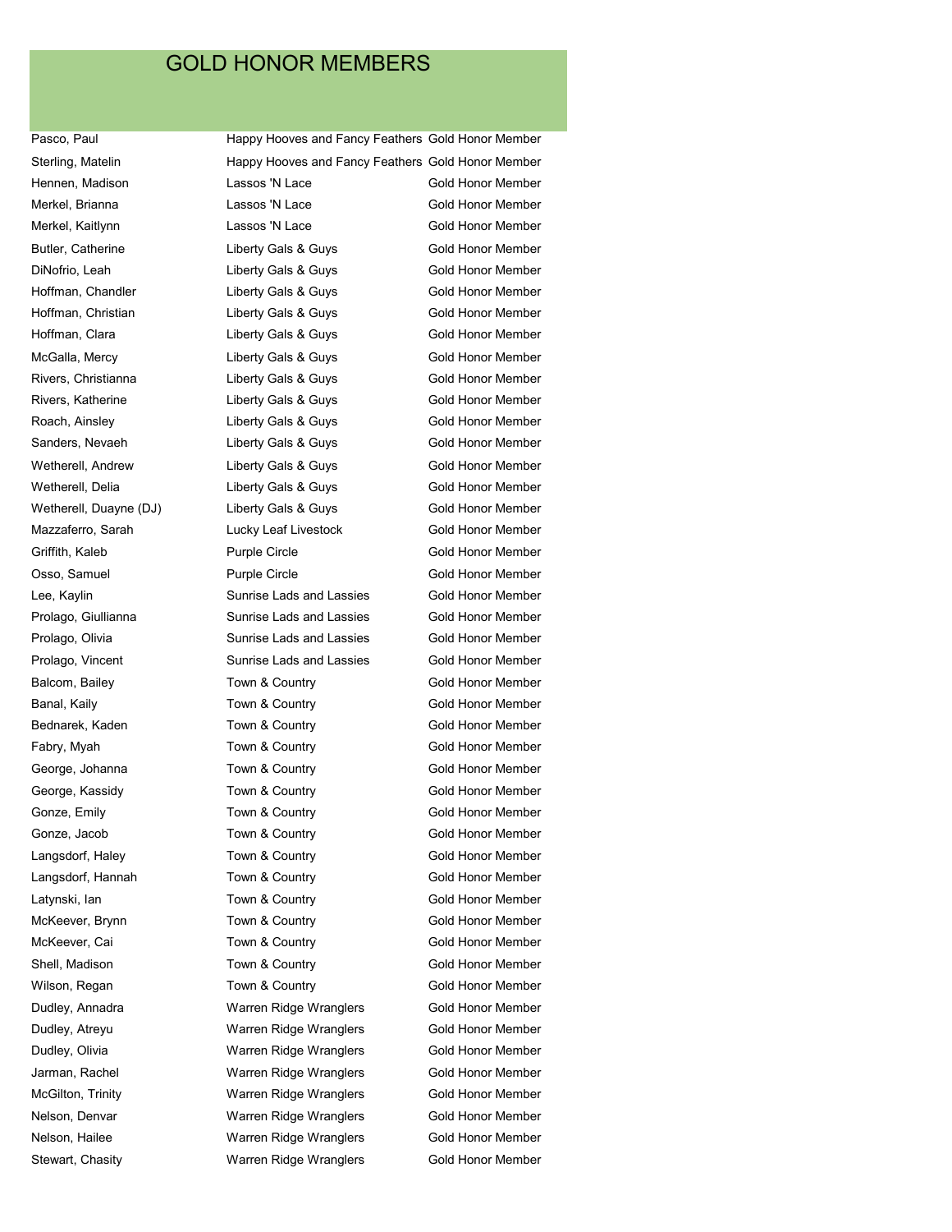# GOLD HONOR MEMBERS

| Name | Club | Award |
|---|---|---|
| Pasco, Paul | Happy Hooves and Fancy Feathers | Gold Honor Member |
| Sterling, Matelin | Happy Hooves and Fancy Feathers | Gold Honor Member |
| Hennen, Madison | Lassos 'N Lace | Gold Honor Member |
| Merkel, Brianna | Lassos 'N Lace | Gold Honor Member |
| Merkel, Kaitlynn | Lassos 'N Lace | Gold Honor Member |
| Butler, Catherine | Liberty Gals & Guys | Gold Honor Member |
| DiNofrio, Leah | Liberty Gals & Guys | Gold Honor Member |
| Hoffman, Chandler | Liberty Gals & Guys | Gold Honor Member |
| Hoffman, Christian | Liberty Gals & Guys | Gold Honor Member |
| Hoffman, Clara | Liberty Gals & Guys | Gold Honor Member |
| McGalla, Mercy | Liberty Gals & Guys | Gold Honor Member |
| Rivers, Christianna | Liberty Gals & Guys | Gold Honor Member |
| Rivers, Katherine | Liberty Gals & Guys | Gold Honor Member |
| Roach, Ainsley | Liberty Gals & Guys | Gold Honor Member |
| Sanders, Nevaeh | Liberty Gals & Guys | Gold Honor Member |
| Wetherell, Andrew | Liberty Gals & Guys | Gold Honor Member |
| Wetherell, Delia | Liberty Gals & Guys | Gold Honor Member |
| Wetherell, Duayne (DJ) | Liberty Gals & Guys | Gold Honor Member |
| Mazzaferro, Sarah | Lucky Leaf Livestock | Gold Honor Member |
| Griffith, Kaleb | Purple Circle | Gold Honor Member |
| Osso, Samuel | Purple Circle | Gold Honor Member |
| Lee, Kaylin | Sunrise Lads and Lassies | Gold Honor Member |
| Prolago, Giullianna | Sunrise Lads and Lassies | Gold Honor Member |
| Prolago, Olivia | Sunrise Lads and Lassies | Gold Honor Member |
| Prolago, Vincent | Sunrise Lads and Lassies | Gold Honor Member |
| Balcom, Bailey | Town & Country | Gold Honor Member |
| Banal, Kaily | Town & Country | Gold Honor Member |
| Bednarek, Kaden | Town & Country | Gold Honor Member |
| Fabry, Myah | Town & Country | Gold Honor Member |
| George, Johanna | Town & Country | Gold Honor Member |
| George, Kassidy | Town & Country | Gold Honor Member |
| Gonze, Emily | Town & Country | Gold Honor Member |
| Gonze, Jacob | Town & Country | Gold Honor Member |
| Langsdorf, Haley | Town & Country | Gold Honor Member |
| Langsdorf, Hannah | Town & Country | Gold Honor Member |
| Latynski, Ian | Town & Country | Gold Honor Member |
| McKeever, Brynn | Town & Country | Gold Honor Member |
| McKeever, Cai | Town & Country | Gold Honor Member |
| Shell, Madison | Town & Country | Gold Honor Member |
| Wilson, Regan | Town & Country | Gold Honor Member |
| Dudley, Annadra | Warren Ridge Wranglers | Gold Honor Member |
| Dudley, Atreyu | Warren Ridge Wranglers | Gold Honor Member |
| Dudley, Olivia | Warren Ridge Wranglers | Gold Honor Member |
| Jarman, Rachel | Warren Ridge Wranglers | Gold Honor Member |
| McGilton, Trinity | Warren Ridge Wranglers | Gold Honor Member |
| Nelson, Denvar | Warren Ridge Wranglers | Gold Honor Member |
| Nelson, Hailee | Warren Ridge Wranglers | Gold Honor Member |
| Stewart, Chasity | Warren Ridge Wranglers | Gold Honor Member |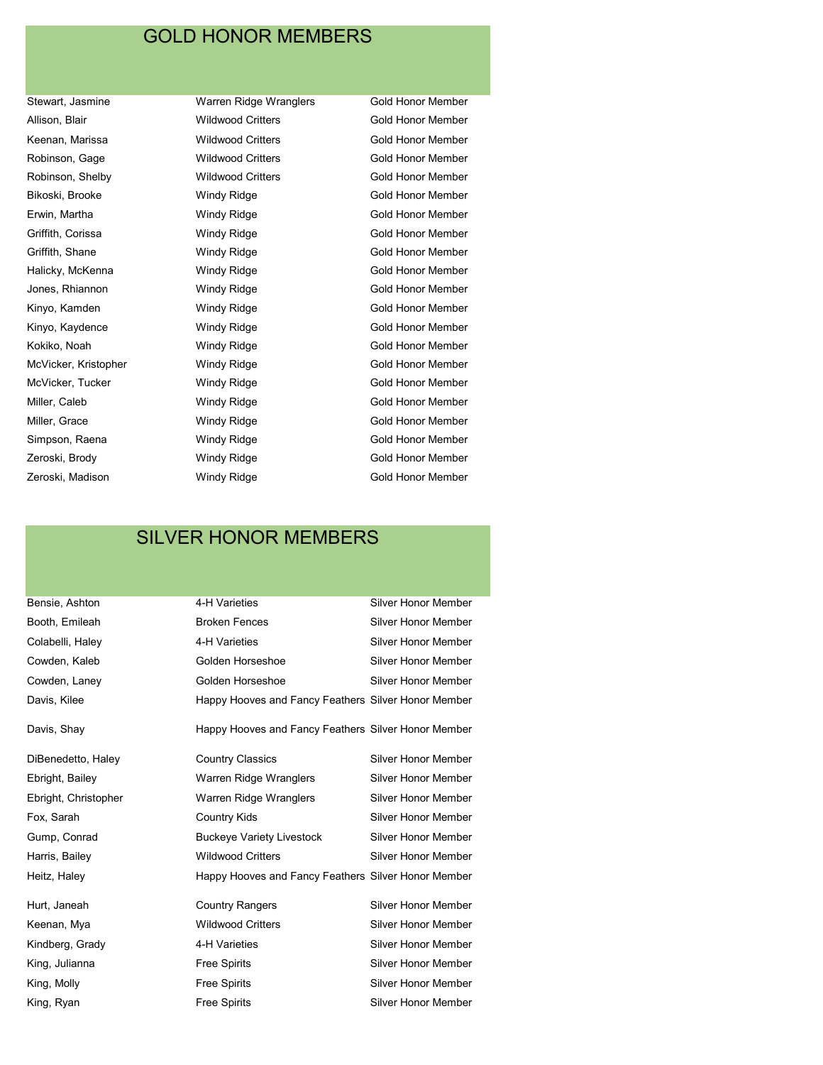# GOLD HONOR MEMBERS

| | | |
|---|---|---|
| Stewart, Jasmine | Warren Ridge Wranglers | Gold Honor Member |
| Allison, Blair | Wildwood Critters | Gold Honor Member |
| Keenan, Marissa | Wildwood Critters | Gold Honor Member |
| Robinson, Gage | Wildwood Critters | Gold Honor Member |
| Robinson, Shelby | Wildwood Critters | Gold Honor Member |
| Bikoski, Brooke | Windy Ridge | Gold Honor Member |
| Erwin, Martha | Windy Ridge | Gold Honor Member |
| Griffith, Corissa | Windy Ridge | Gold Honor Member |
| Griffith, Shane | Windy Ridge | Gold Honor Member |
| Halicky, McKenna | Windy Ridge | Gold Honor Member |
| Jones, Rhiannon | Windy Ridge | Gold Honor Member |
| Kinyo, Kamden | Windy Ridge | Gold Honor Member |
| Kinyo, Kaydence | Windy Ridge | Gold Honor Member |
| Kokiko, Noah | Windy Ridge | Gold Honor Member |
| McVicker, Kristopher | Windy Ridge | Gold Honor Member |
| McVicker, Tucker | Windy Ridge | Gold Honor Member |
| Miller, Caleb | Windy Ridge | Gold Honor Member |
| Miller, Grace | Windy Ridge | Gold Honor Member |
| Simpson, Raena | Windy Ridge | Gold Honor Member |
| Zeroski, Brody | Windy Ridge | Gold Honor Member |
| Zeroski, Madison | Windy Ridge | Gold Honor Member |

# SILVER HONOR MEMBERS

| | | |
|---|---|---|
| Bensie, Ashton | 4-H Varieties | Silver Honor Member |
| Booth, Emileah | Broken Fences | Silver Honor Member |
| Colabelli, Haley | 4-H Varieties | Silver Honor Member |
| Cowden, Kaleb | Golden Horseshoe | Silver Honor Member |
| Cowden, Laney | Golden Horseshoe | Silver Honor Member |
| Davis, Kilee | Happy Hooves and Fancy Feathers | Silver Honor Member |
| Davis, Shay | Happy Hooves and Fancy Feathers | Silver Honor Member |
| DiBenedetto, Haley | Country Classics | Silver Honor Member |
| Ebright, Bailey | Warren Ridge Wranglers | Silver Honor Member |
| Ebright, Christopher | Warren Ridge Wranglers | Silver Honor Member |
| Fox, Sarah | Country Kids | Silver Honor Member |
| Gump, Conrad | Buckeye Variety Livestock | Silver Honor Member |
| Harris, Bailey | Wildwood Critters | Silver Honor Member |
| Heitz, Haley | Happy Hooves and Fancy Feathers | Silver Honor Member |
| Hurt, Janeah | Country Rangers | Silver Honor Member |
| Keenan, Mya | Wildwood Critters | Silver Honor Member |
| Kindberg, Grady | 4-H Varieties | Silver Honor Member |
| King, Julianna | Free Spirits | Silver Honor Member |
| King, Molly | Free Spirits | Silver Honor Member |
| King, Ryan | Free Spirits | Silver Honor Member |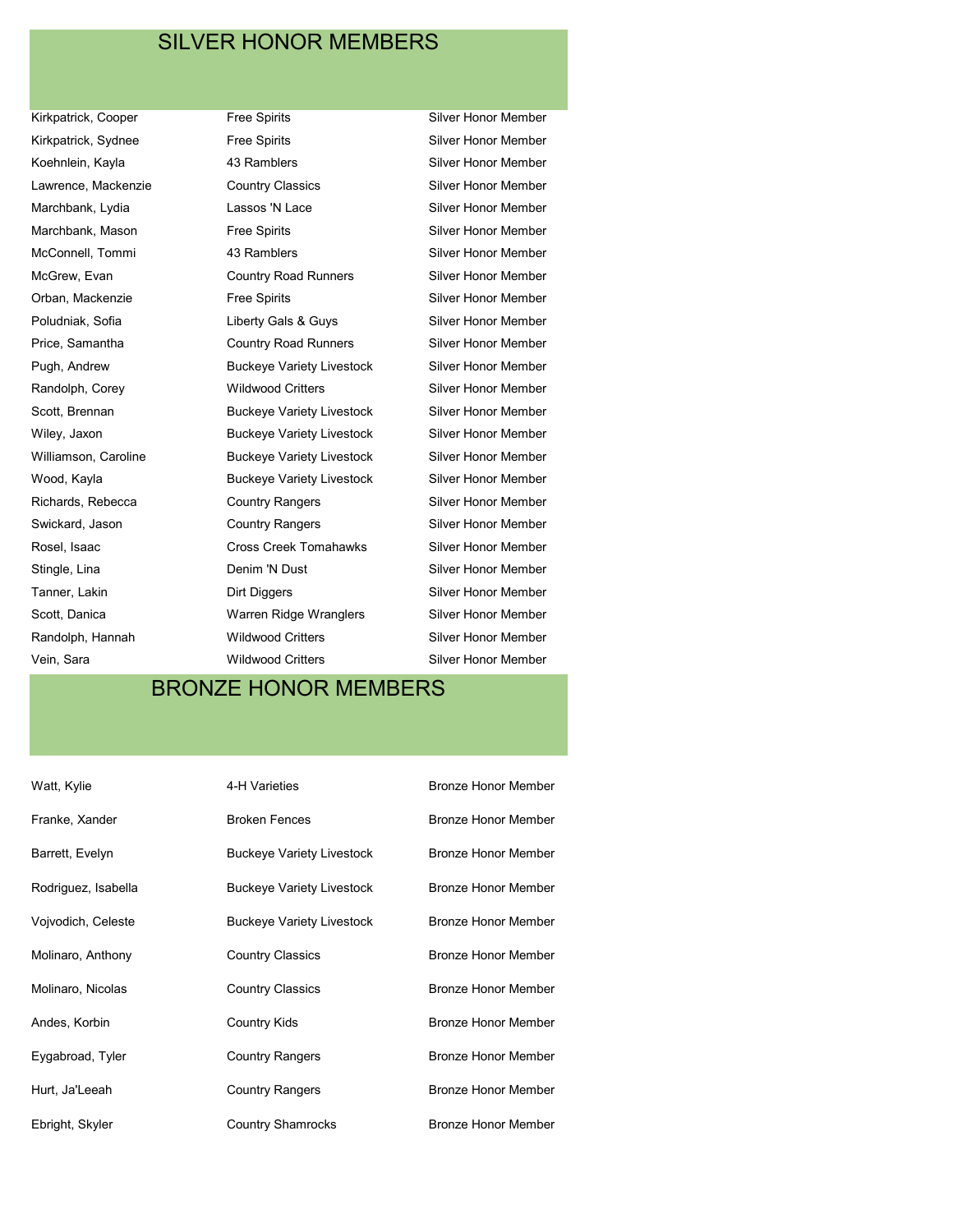# SILVER HONOR MEMBERS

| | | |
|---|---|---|
| Kirkpatrick, Cooper | Free Spirits | Silver Honor Member |
| Kirkpatrick, Sydnee | Free Spirits | Silver Honor Member |
| Koehnlein, Kayla | 43 Ramblers | Silver Honor Member |
| Lawrence, Mackenzie | Country Classics | Silver Honor Member |
| Marchbank, Lydia | Lassos 'N Lace | Silver Honor Member |
| Marchbank, Mason | Free Spirits | Silver Honor Member |
| McConnell, Tommi | 43 Ramblers | Silver Honor Member |
| McGrew, Evan | Country Road Runners | Silver Honor Member |
| Orban, Mackenzie | Free Spirits | Silver Honor Member |
| Poludniak, Sofia | Liberty Gals & Guys | Silver Honor Member |
| Price, Samantha | Country Road Runners | Silver Honor Member |
| Pugh, Andrew | Buckeye Variety Livestock | Silver Honor Member |
| Randolph, Corey | Wildwood Critters | Silver Honor Member |
| Scott, Brennan | Buckeye Variety Livestock | Silver Honor Member |
| Wiley, Jaxon | Buckeye Variety Livestock | Silver Honor Member |
| Williamson, Caroline | Buckeye Variety Livestock | Silver Honor Member |
| Wood, Kayla | Buckeye Variety Livestock | Silver Honor Member |
| Richards, Rebecca | Country Rangers | Silver Honor Member |
| Swickard, Jason | Country Rangers | Silver Honor Member |
| Rosel, Isaac | Cross Creek Tomahawks | Silver Honor Member |
| Stingle, Lina | Denim 'N Dust | Silver Honor Member |
| Tanner, Lakin | Dirt Diggers | Silver Honor Member |
| Scott, Danica | Warren Ridge Wranglers | Silver Honor Member |
| Randolph, Hannah | Wildwood Critters | Silver Honor Member |
| Vein, Sara | Wildwood Critters | Silver Honor Member |

# BRONZE HONOR MEMBERS

| | | |
|---|---|---|
| Watt, Kylie | 4-H Varieties | Bronze Honor Member |
| Franke, Xander | Broken Fences | Bronze Honor Member |
| Barrett, Evelyn | Buckeye Variety Livestock | Bronze Honor Member |
| Rodriguez, Isabella | Buckeye Variety Livestock | Bronze Honor Member |
| Vojvodich, Celeste | Buckeye Variety Livestock | Bronze Honor Member |
| Molinaro, Anthony | Country Classics | Bronze Honor Member |
| Molinaro, Nicolas | Country Classics | Bronze Honor Member |
| Andes, Korbin | Country Kids | Bronze Honor Member |
| Eygabroad, Tyler | Country Rangers | Bronze Honor Member |
| Hurt, Ja'Leeah | Country Rangers | Bronze Honor Member |
| Ebright, Skyler | Country Shamrocks | Bronze Honor Member |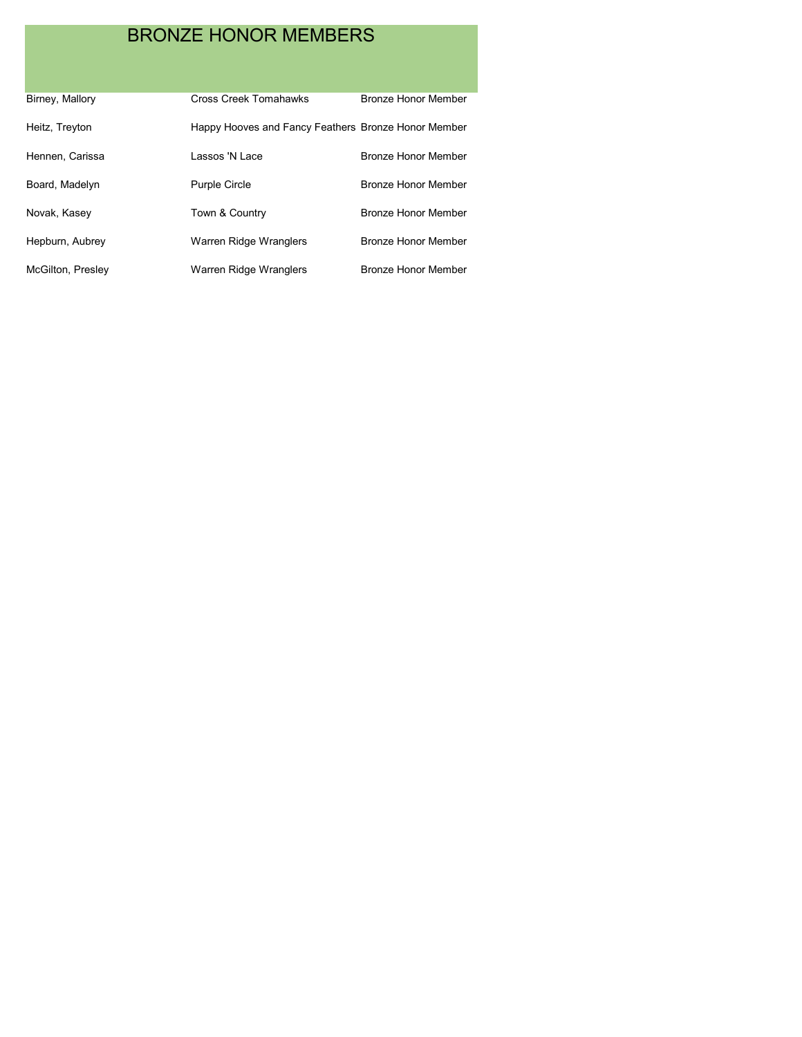# BRONZE HONOR MEMBERS

| | | |
|---|---|---|
| Birney, Mallory | Cross Creek Tomahawks | Bronze Honor Member |
| Heitz, Treyton | Happy Hooves and Fancy Feathers | Bronze Honor Member |
| Hennen, Carissa | Lassos 'N Lace | Bronze Honor Member |
| Board, Madelyn | Purple Circle | Bronze Honor Member |
| Novak, Kasey | Town & Country | Bronze Honor Member |
| Hepburn, Aubrey | Warren Ridge Wranglers | Bronze Honor Member |
| McGilton, Presley | Warren Ridge Wranglers | Bronze Honor Member |